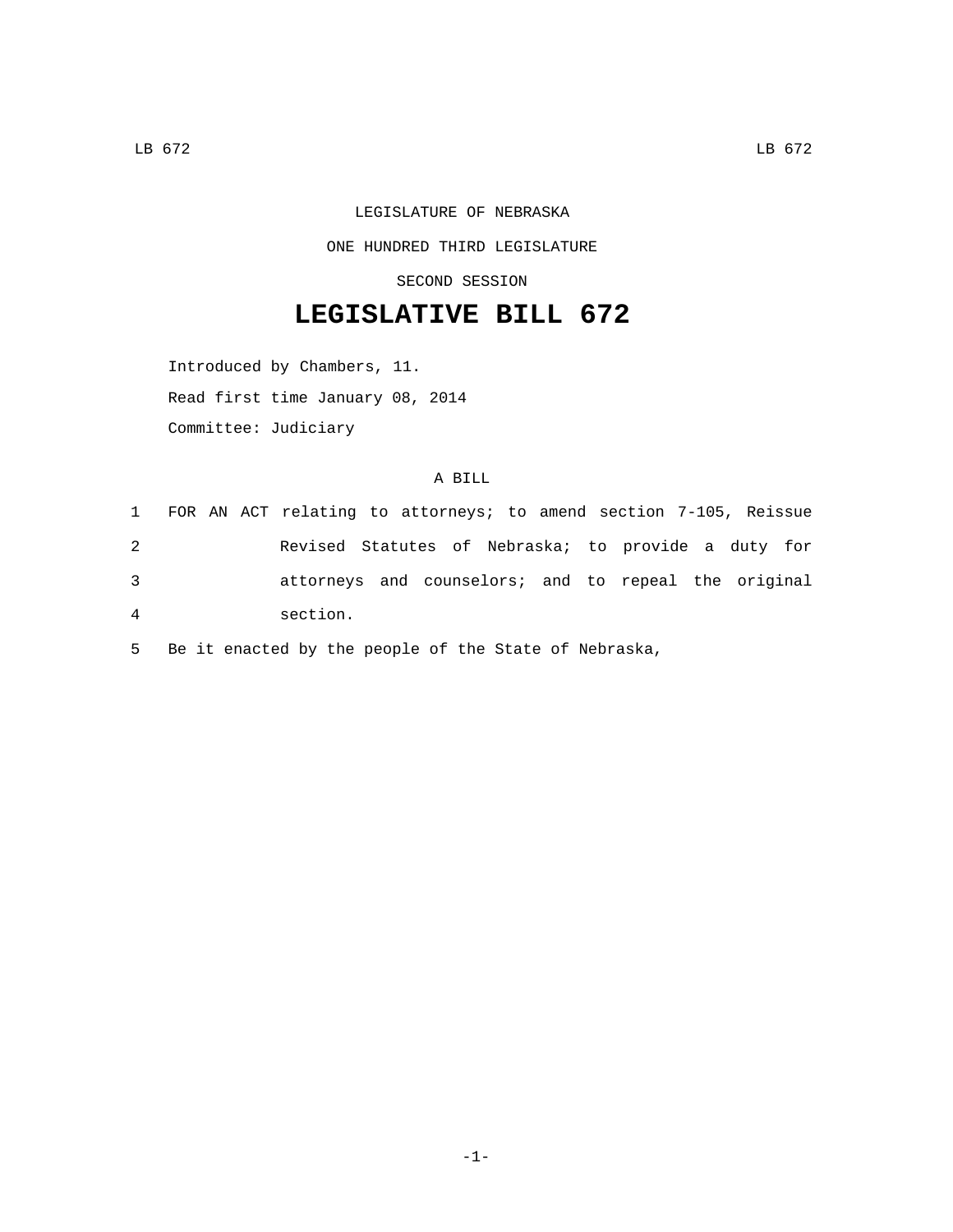LEGISLATURE OF NEBRASKA

ONE HUNDRED THIRD LEGISLATURE

SECOND SESSION

# LEGISLATIVE BILL 672

Introduced by Chambers, 11.

Read first time January 08, 2014

Committee: Judiciary

A BILL

1 FOR AN ACT relating to attorneys; to amend section 7-105, Reissue
2 Revised Statutes of Nebraska; to provide a duty for
3 attorneys and counselors; and to repeal the original
4 section.

5 Be it enacted by the people of the State of Nebraska,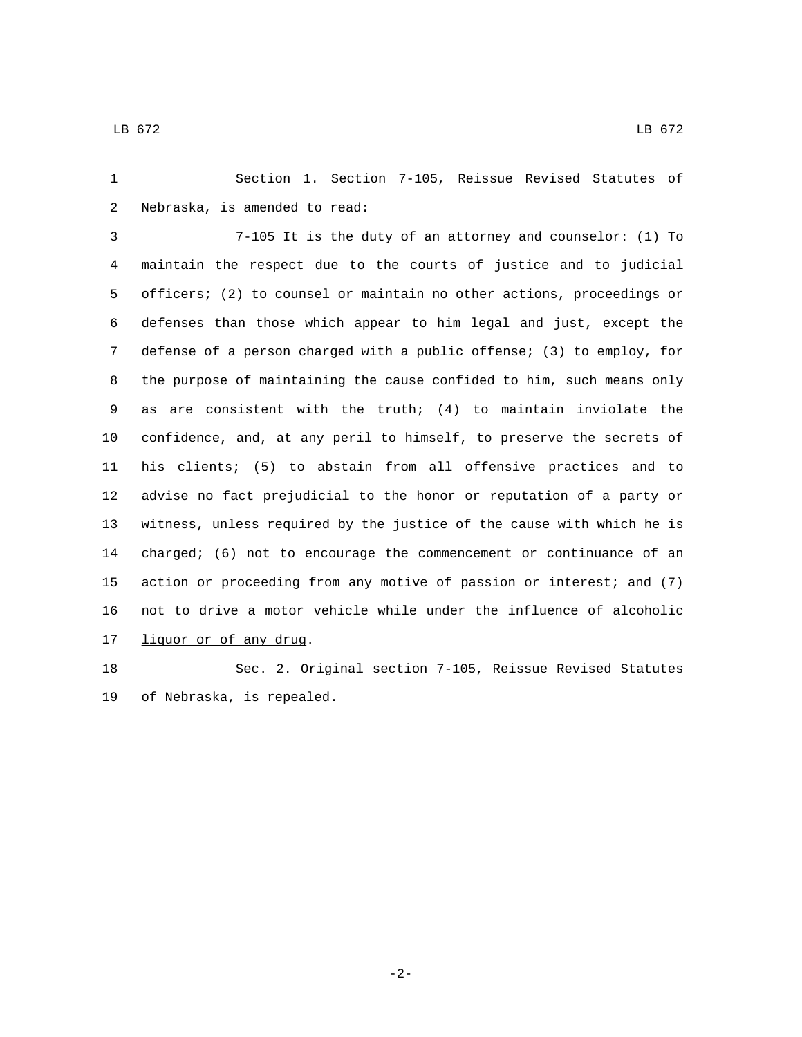Section 1. Section 7-105, Reissue Revised Statutes of Nebraska, is amended to read:

7-105 It is the duty of an attorney and counselor: (1) To maintain the respect due to the courts of justice and to judicial officers; (2) to counsel or maintain no other actions, proceedings or defenses than those which appear to him legal and just, except the defense of a person charged with a public offense; (3) to employ, for the purpose of maintaining the cause confided to him, such means only as are consistent with the truth; (4) to maintain inviolate the confidence, and, at any peril to himself, to preserve the secrets of his clients; (5) to abstain from all offensive practices and to advise no fact prejudicial to the honor or reputation of a party or witness, unless required by the justice of the cause with which he is charged; (6) not to encourage the commencement or continuance of an action or proceeding from any motive of passion or interest; and (7) not to drive a motor vehicle while under the influence of alcoholic liquor or of any drug.

Sec. 2. Original section 7-105, Reissue Revised Statutes of Nebraska, is repealed.